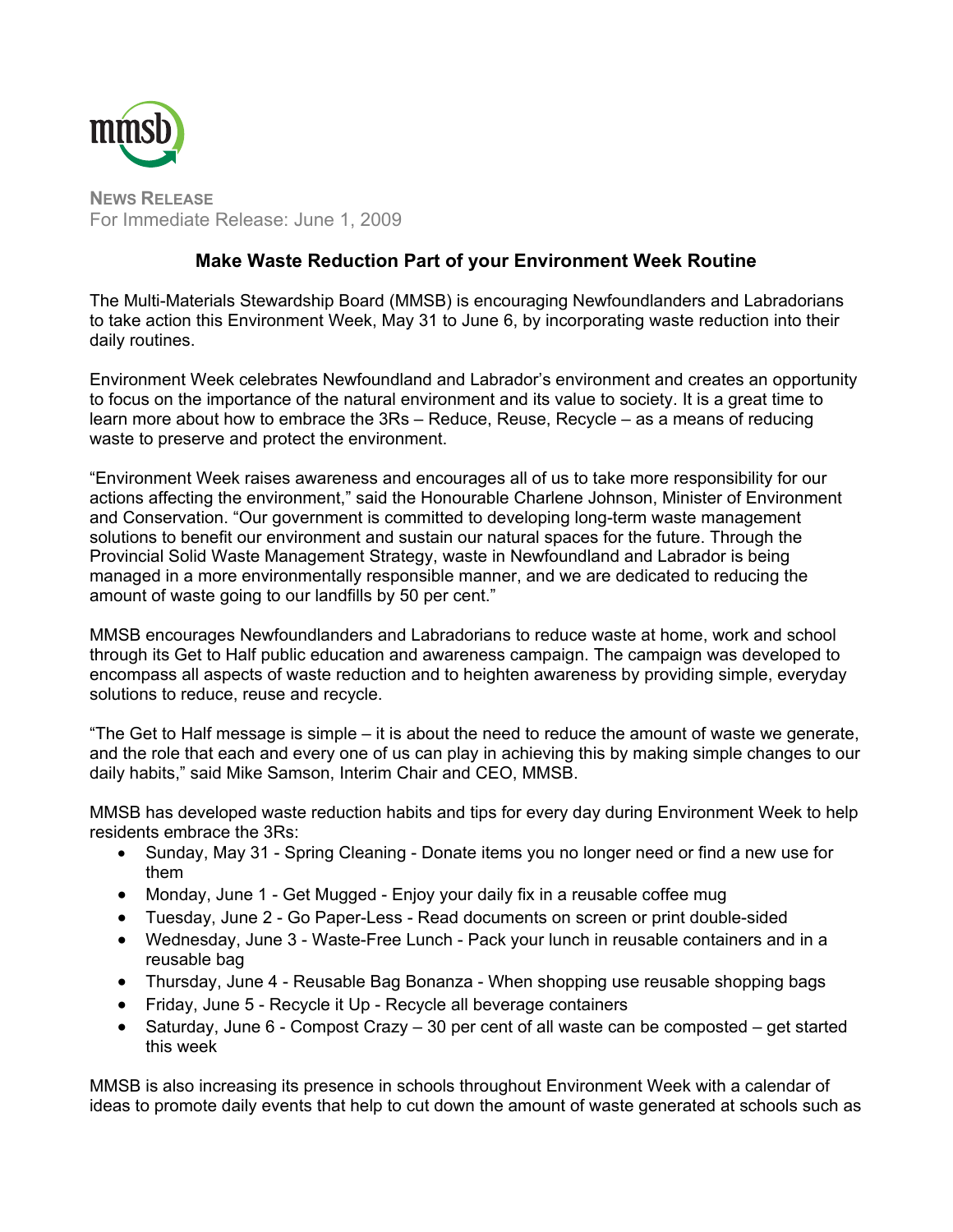mmsb

**NEWS RELEASE**
For Immediate Release: June 1, 2009

# Make Waste Reduction Part of your Environment Week Routine

The Multi-Materials Stewardship Board (MMSB) is encouraging Newfoundlanders and Labradorians to take action this Environment Week, May 31 to June 6, by incorporating waste reduction into their daily routines.

Environment Week celebrates Newfoundland and Labrador's environment and creates an opportunity to focus on the importance of the natural environment and its value to society. It is a great time to learn more about how to embrace the 3Rs – Reduce, Reuse, Recycle – as a means of reducing waste to preserve and protect the environment.

"Environment Week raises awareness and encourages all of us to take more responsibility for our actions affecting the environment," said the Honourable Charlene Johnson, Minister of Environment and Conservation. "Our government is committed to developing long-term waste management solutions to benefit our environment and sustain our natural spaces for the future. Through the Provincial Solid Waste Management Strategy, waste in Newfoundland and Labrador is being managed in a more environmentally responsible manner, and we are dedicated to reducing the amount of waste going to our landfills by 50 per cent."

MMSB encourages Newfoundlanders and Labradorians to reduce waste at home, work and school through its Get to Half public education and awareness campaign. The campaign was developed to encompass all aspects of waste reduction and to heighten awareness by providing simple, everyday solutions to reduce, reuse and recycle.

"The Get to Half message is simple – it is about the need to reduce the amount of waste we generate, and the role that each and every one of us can play in achieving this by making simple changes to our daily habits," said Mike Samson, Interim Chair and CEO, MMSB.

MMSB has developed waste reduction habits and tips for every day during Environment Week to help residents embrace the 3Rs:

- Sunday, May 31 - Spring Cleaning - Donate items you no longer need or find a new use for them
- Monday, June 1 - Get Mugged - Enjoy your daily fix in a reusable coffee mug
- Tuesday, June 2 - Go Paper-Less - Read documents on screen or print double-sided
- Wednesday, June 3 - Waste-Free Lunch - Pack your lunch in reusable containers and in a reusable bag
- Thursday, June 4 - Reusable Bag Bonanza - When shopping use reusable shopping bags
- Friday, June 5 - Recycle it Up - Recycle all beverage containers
- Saturday, June 6 - Compost Crazy – 30 per cent of all waste can be composted – get started this week

MMSB is also increasing its presence in schools throughout Environment Week with a calendar of ideas to promote daily events that help to cut down the amount of waste generated at schools such as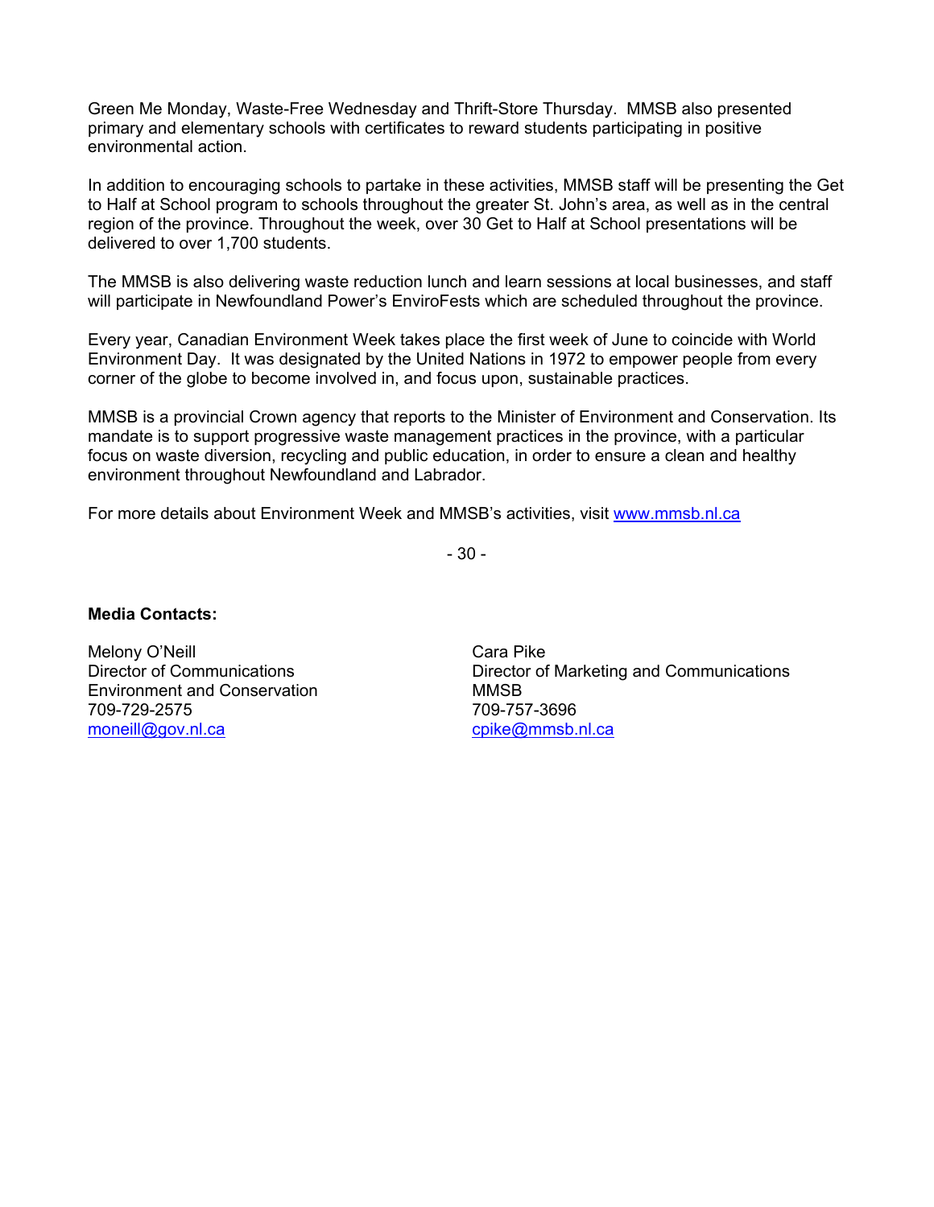Green Me Monday, Waste-Free Wednesday and Thrift-Store Thursday. MMSB also presented primary and elementary schools with certificates to reward students participating in positive environmental action.

In addition to encouraging schools to partake in these activities, MMSB staff will be presenting the Get to Half at School program to schools throughout the greater St. John's area, as well as in the central region of the province. Throughout the week, over 30 Get to Half at School presentations will be delivered to over 1,700 students.

The MMSB is also delivering waste reduction lunch and learn sessions at local businesses, and staff will participate in Newfoundland Power's EnviroFests which are scheduled throughout the province.

Every year, Canadian Environment Week takes place the first week of June to coincide with World Environment Day. It was designated by the United Nations in 1972 to empower people from every corner of the globe to become involved in, and focus upon, sustainable practices.

MMSB is a provincial Crown agency that reports to the Minister of Environment and Conservation. Its mandate is to support progressive waste management practices in the province, with a particular focus on waste diversion, recycling and public education, in order to ensure a clean and healthy environment throughout Newfoundland and Labrador.

For more details about Environment Week and MMSB's activities, visit www.mmsb.nl.ca

- 30 -

**Media Contacts:**

Melony O'Neill
Director of Communications
Environment and Conservation
709-729-2575
moneill@gov.nl.ca

Cara Pike
Director of Marketing and Communications
MMSB
709-757-3696
cpike@mmsb.nl.ca